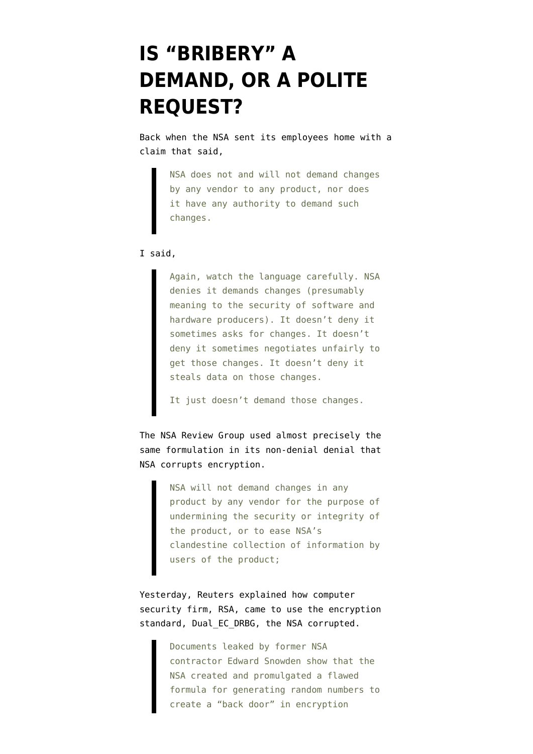# IS "BRIBERY" A DEMAND, OR A POLITE REQUEST?

Back when the NSA sent its employees home with a claim that said,

> NSA does not and will not demand changes by any vendor to any product, nor does it have any authority to demand such changes.

I said,

> Again, watch the language carefully. NSA denies it demands changes (presumably meaning to the security of software and hardware producers). It doesn't deny it sometimes asks for changes. It doesn't deny it sometimes negotiates unfairly to get those changes. It doesn't deny it steals data on those changes.
>
> It just doesn't demand those changes.

The NSA Review Group used almost precisely the same formulation in its non-denial denial that NSA corrupts encryption.

> NSA will not demand changes in any product by any vendor for the purpose of undermining the security or integrity of the product, or to ease NSA's clandestine collection of information by users of the product;

Yesterday, Reuters explained how computer security firm, RSA, came to use the encryption standard, Dual_EC_DRBG, the NSA corrupted.

> Documents leaked by former NSA contractor Edward Snowden show that the NSA created and promulgated a flawed formula for generating random numbers to create a "back door" in encryption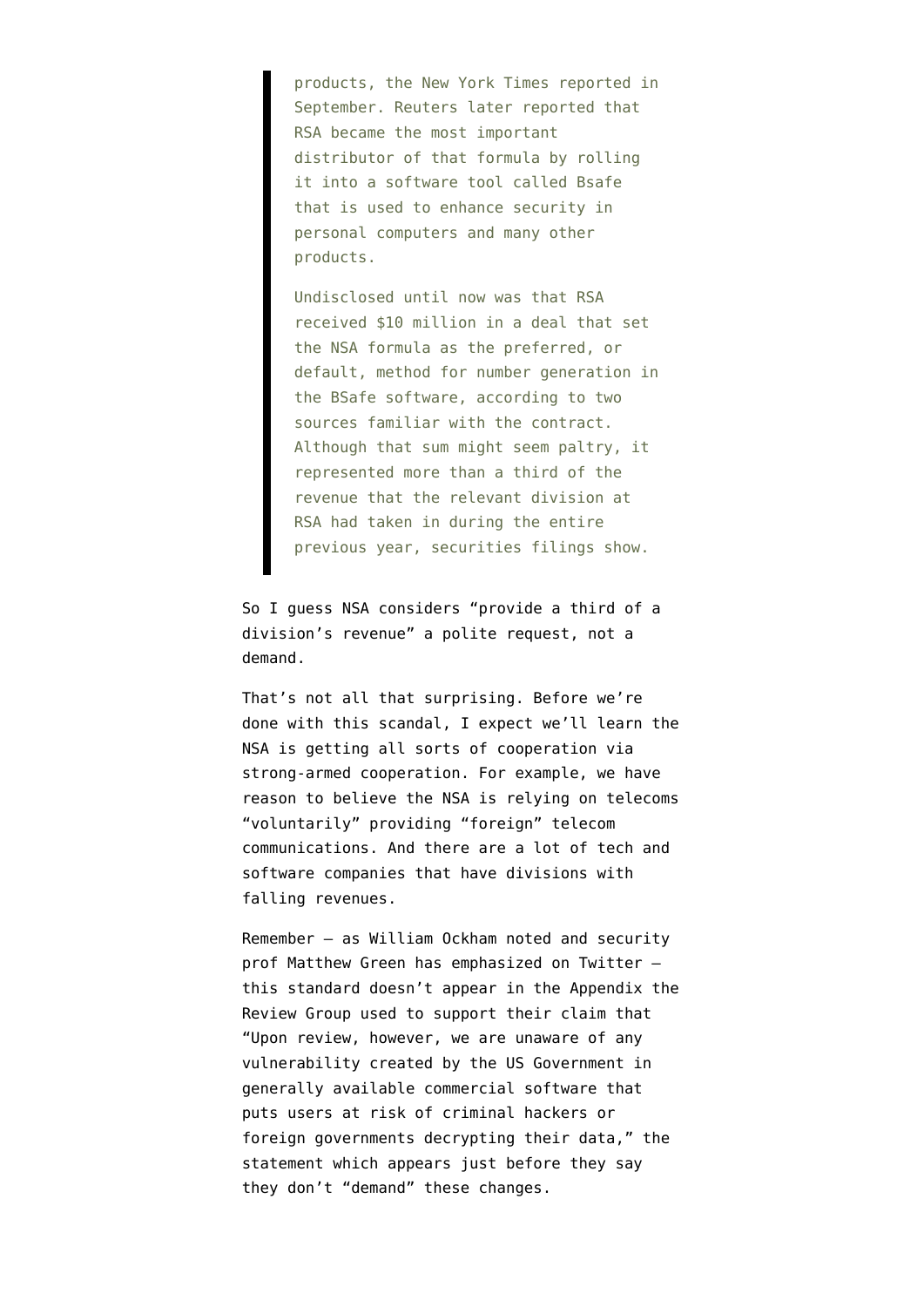> products, the New York Times reported in September. Reuters later reported that RSA became the most important distributor of that formula by rolling it into a software tool called Bsafe that is used to enhance security in personal computers and many other products.
>
> Undisclosed until now was that RSA received $10 million in a deal that set the NSA formula as the preferred, or default, method for number generation in the BSafe software, according to two sources familiar with the contract. Although that sum might seem paltry, it represented more than a third of the revenue that the relevant division at RSA had taken in during the entire previous year, securities filings show.

So I guess NSA considers "provide a third of a division's revenue" a polite request, not a demand.

That's not all that surprising. Before we're done with this scandal, I expect we'll learn the NSA is getting all sorts of cooperation via strong-armed cooperation. For example, we have reason to believe the NSA is relying on telecoms "voluntarily" providing "foreign" telecom communications. And there are a lot of tech and software companies that have divisions with falling revenues.

Remember — as William Ockham noted and security prof Matthew Green has emphasized on Twitter — this standard doesn't appear in the Appendix the Review Group used to support their claim that "Upon review, however, we are unaware of any vulnerability created by the US Government in generally available commercial software that puts users at risk of criminal hackers or foreign governments decrypting their data," the statement which appears just before they say they don't "demand" these changes.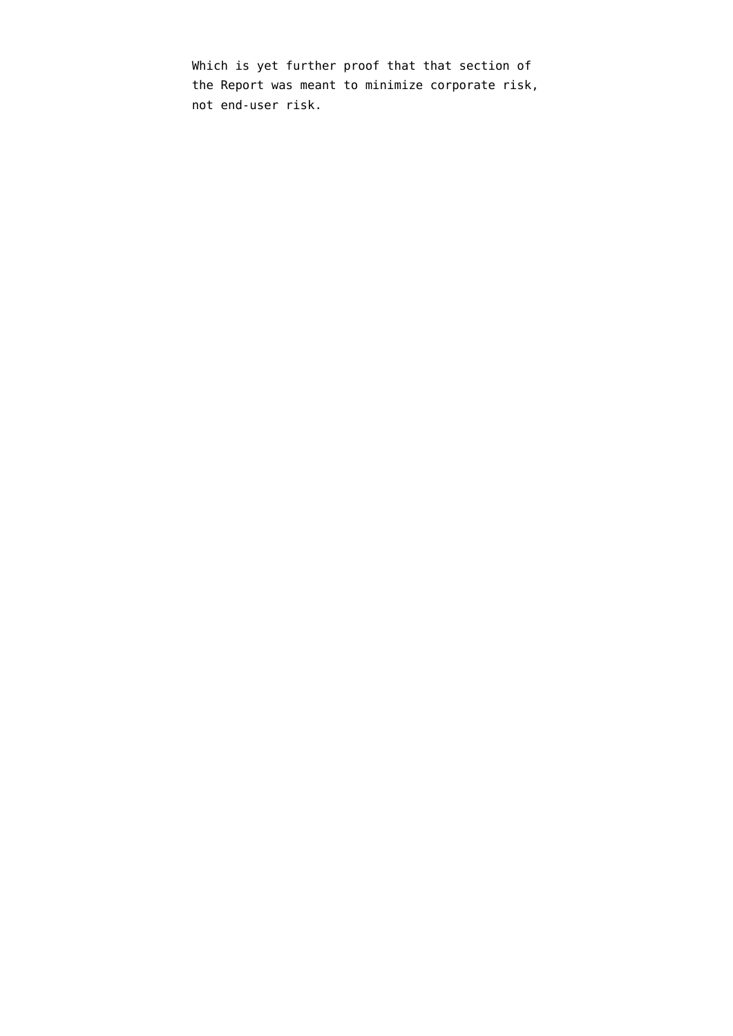Which is yet further proof that that section of the Report was meant to minimize corporate risk, not end-user risk.